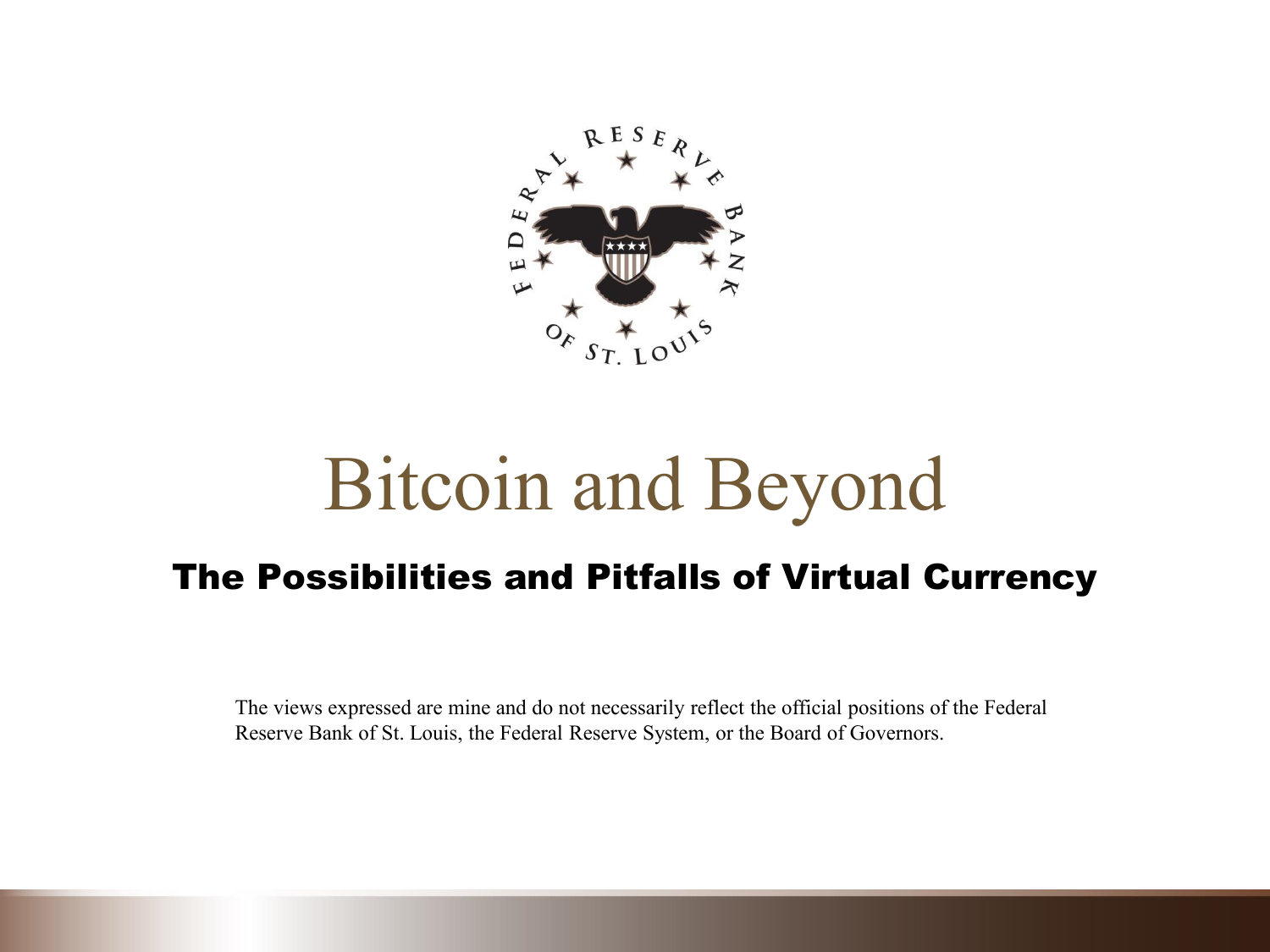# Bitcoin and Beyond

## The Possibilities and Pitfalls of Virtual Currency

The views expressed are mine and do not necessarily reflect the official positions of the Federal Reserve Bank of St. Louis, the Federal Reserve System, or the Board of Governors.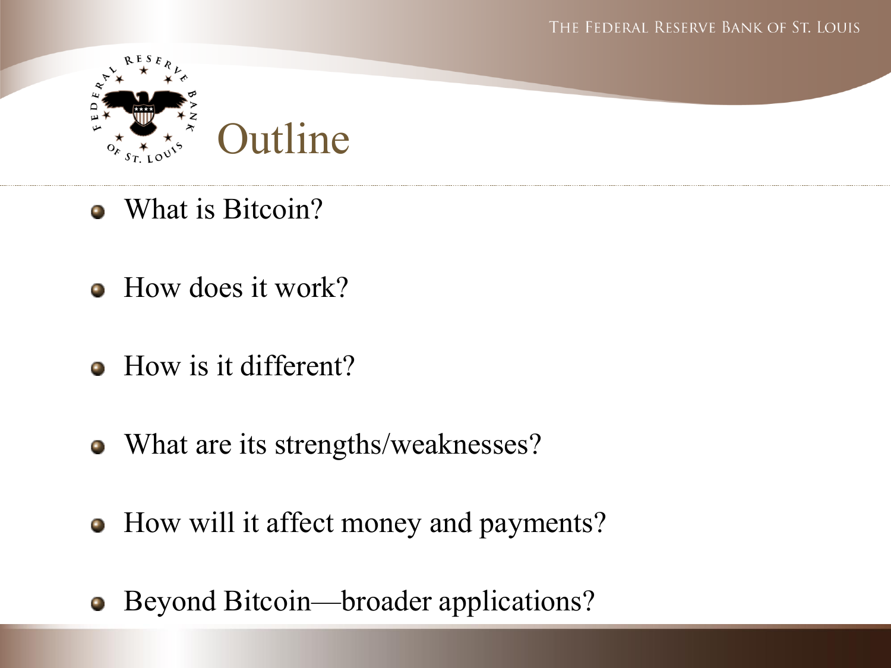# Outline

- What is Bitcoin?
- How does it work?
- How is it different?
- What are its strengths/weaknesses?
- How will it affect money and payments?
- Beyond Bitcoin—broader applications?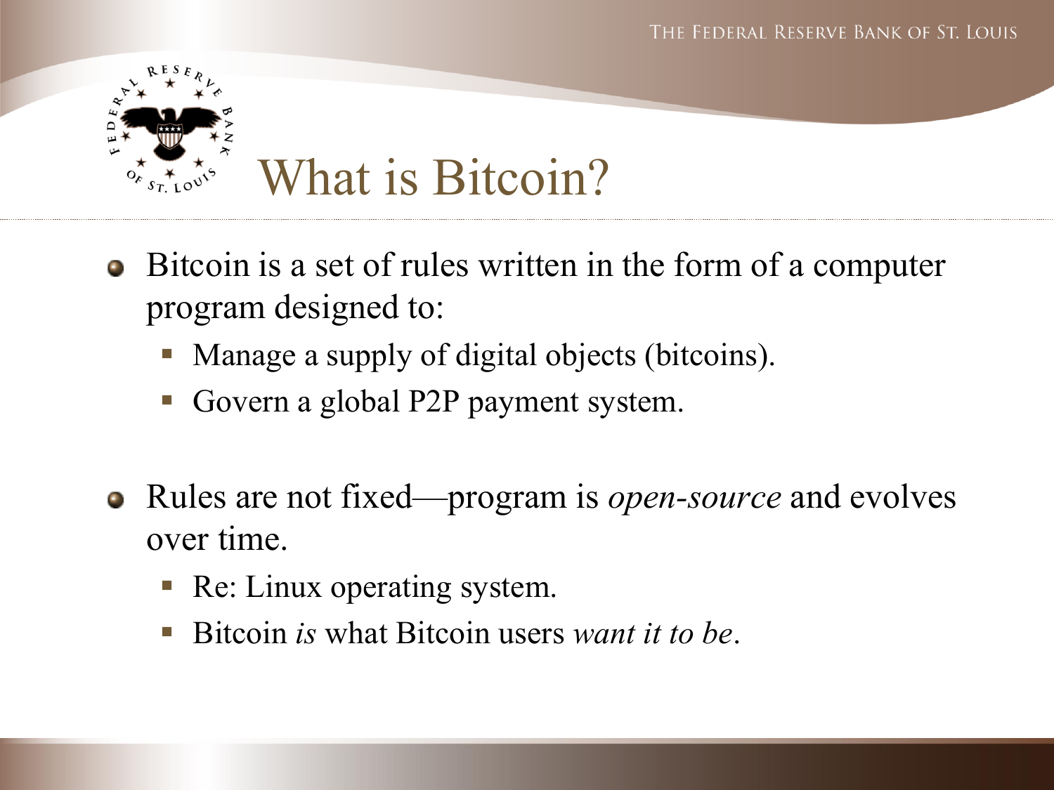# What is Bitcoin?

- Bitcoin is a set of rules written in the form of a computer program designed to:
  - Manage a supply of digital objects (bitcoins).
  - Govern a global P2P payment system.

- Rules are not fixed—program is *open-source* and evolves over time.
  - Re: Linux operating system.
  - Bitcoin *is* what Bitcoin users *want it to be*.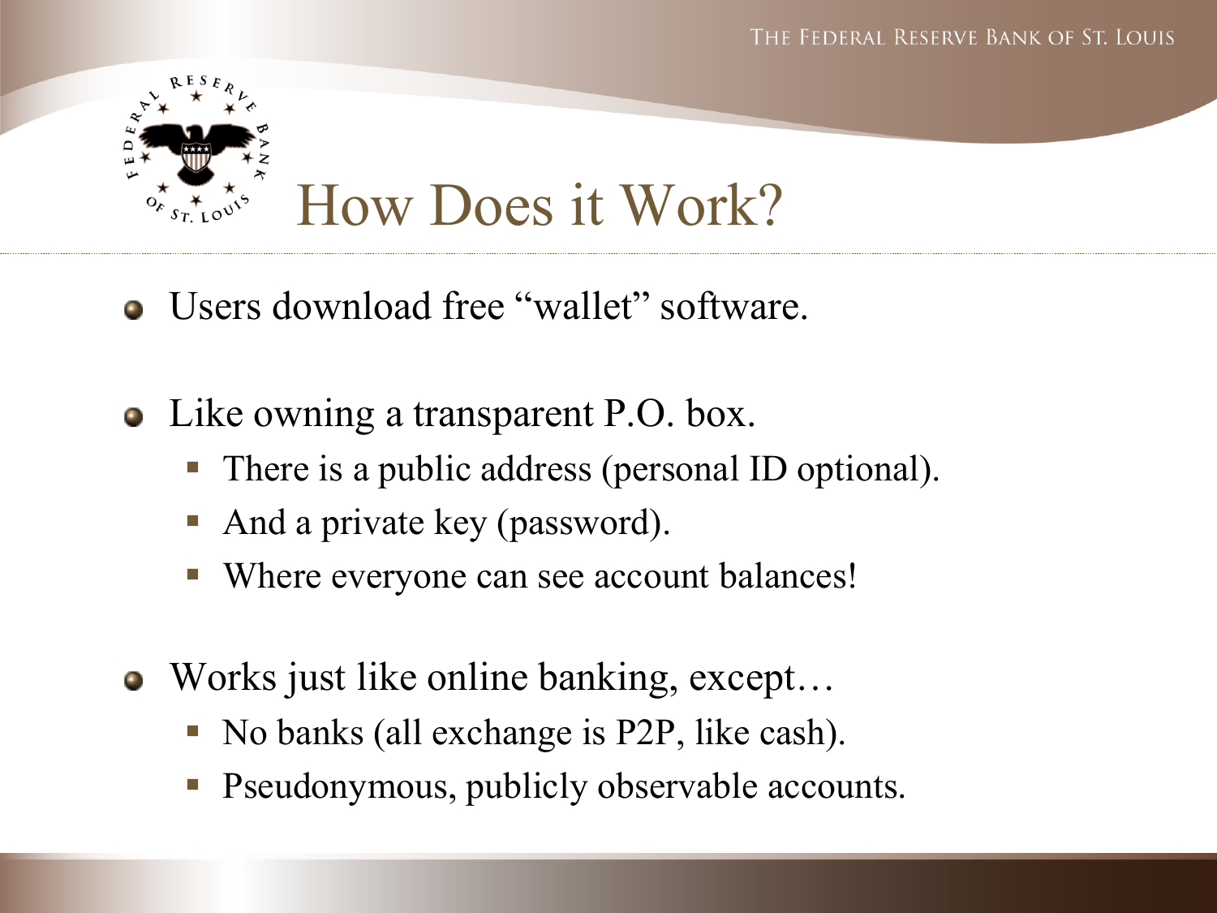# How Does it Work?

- Users download free “wallet” software.
- Like owning a transparent P.O. box.
  - There is a public address (personal ID optional).
  - And a private key (password).
  - Where everyone can see account balances!
- Works just like online banking, except…
  - No banks (all exchange is P2P, like cash).
  - Pseudonymous, publicly observable accounts.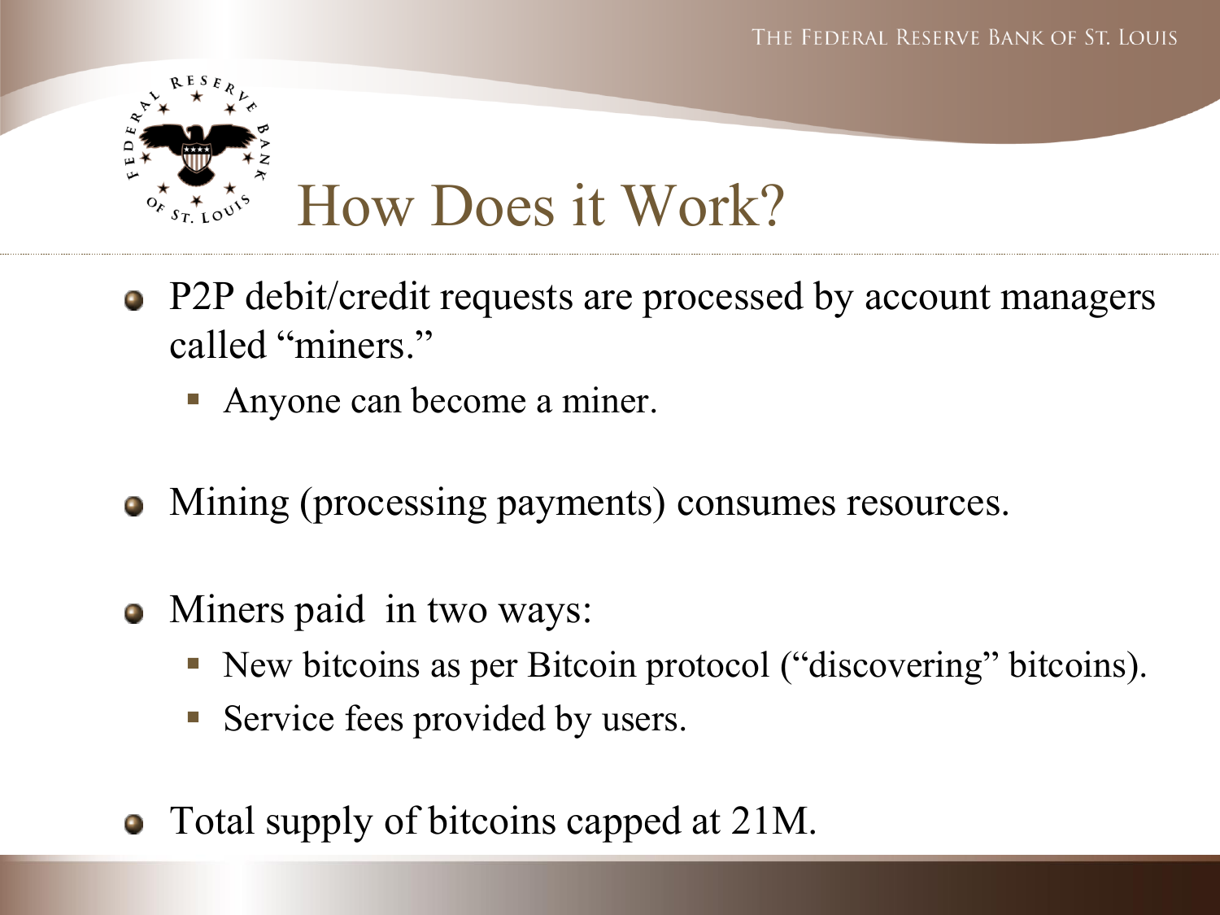# How Does it Work?

- P2P debit/credit requests are processed by account managers called "miners."
  - Anyone can become a miner.
- Mining (processing payments) consumes resources.
- Miners paid in two ways:
  - New bitcoins as per Bitcoin protocol ("discovering" bitcoins).
  - Service fees provided by users.
- Total supply of bitcoins capped at 21M.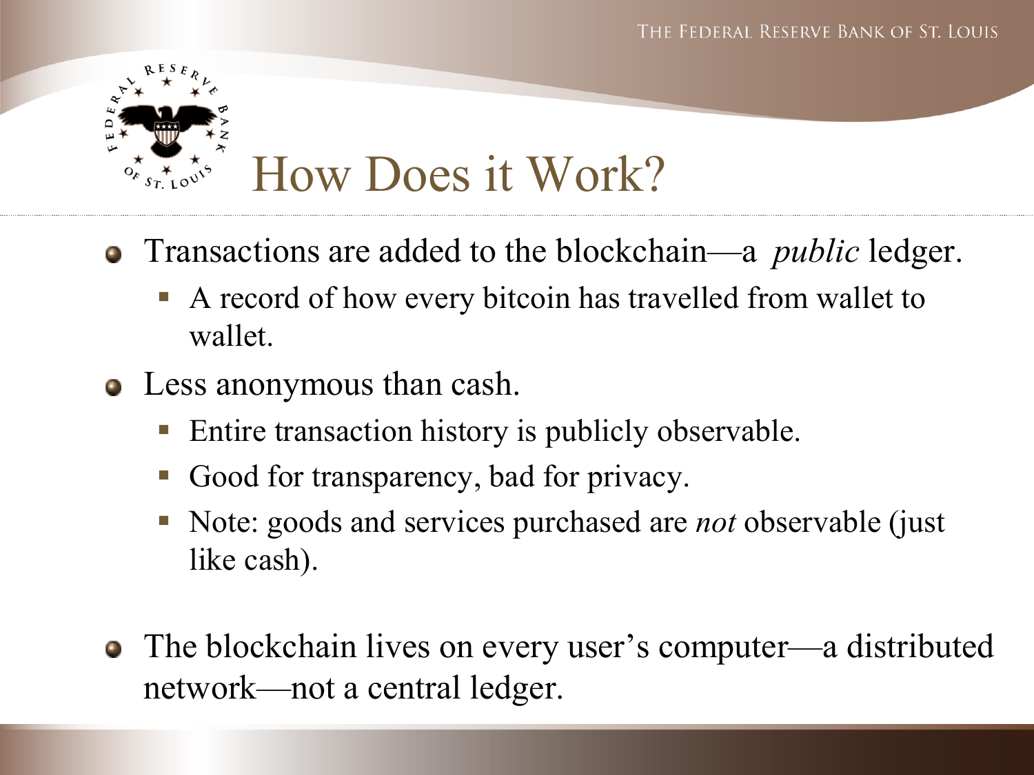# How Does it Work?

- Transactions are added to the blockchain—a *public* ledger.
  - A record of how every bitcoin has travelled from wallet to wallet.
- Less anonymous than cash.
  - Entire transaction history is publicly observable.
  - Good for transparency, bad for privacy.
  - Note: goods and services purchased are *not* observable (just like cash).
- The blockchain lives on every user's computer—a distributed network—not a central ledger.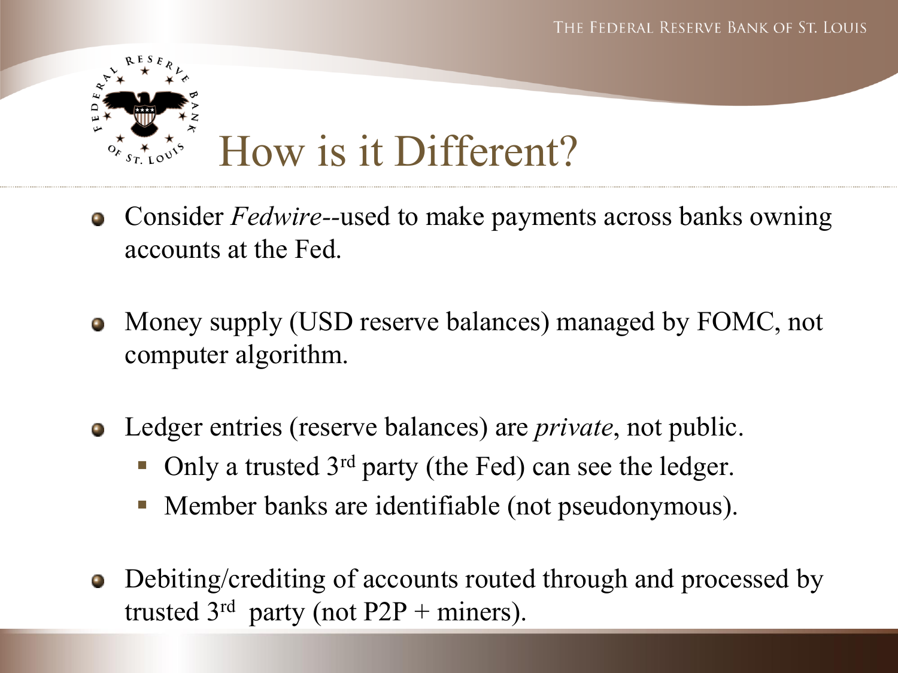# How is it Different?

- Consider *Fedwire*--used to make payments across banks owning accounts at the Fed.
- Money supply (USD reserve balances) managed by FOMC, not computer algorithm.
- Ledger entries (reserve balances) are *private*, not public.
  - Only a trusted 3rd party (the Fed) can see the ledger.
  - Member banks are identifiable (not pseudonymous).
- Debiting/crediting of accounts routed through and processed by trusted 3rd party (not P2P + miners).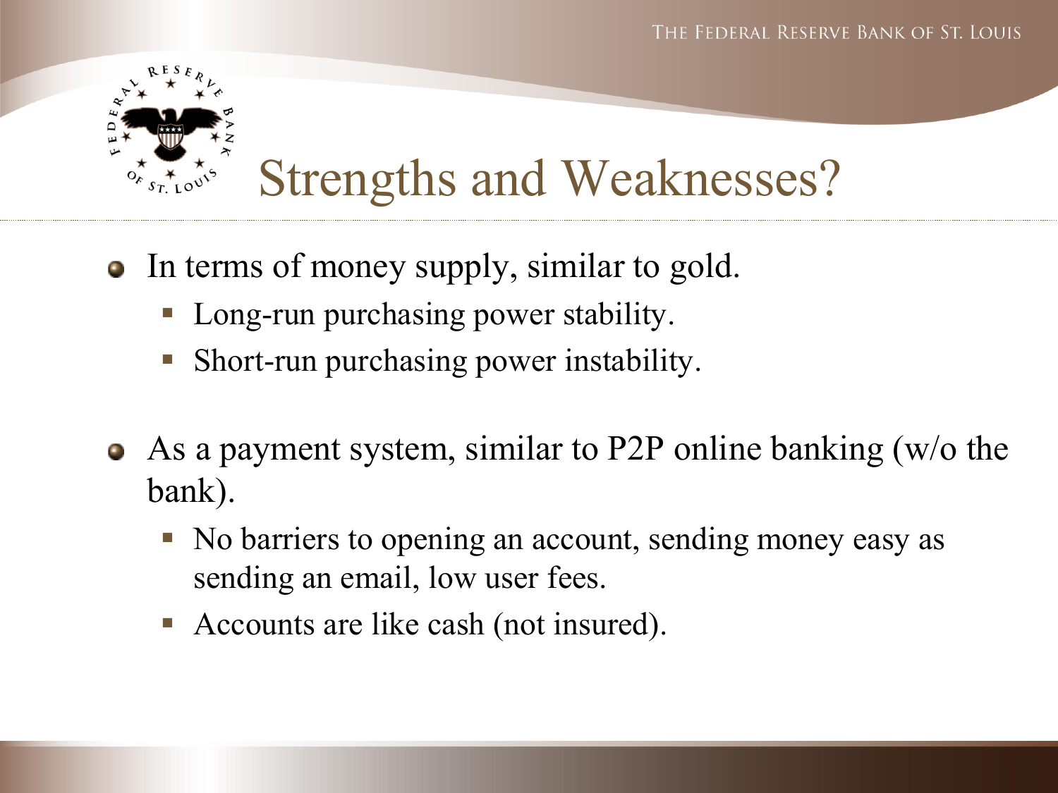# Strengths and Weaknesses?

- In terms of money supply, similar to gold.
  - Long-run purchasing power stability.
  - Short-run purchasing power instability.
- As a payment system, similar to P2P online banking (w/o the bank).
  - No barriers to opening an account, sending money easy as sending an email, low user fees.
  - Accounts are like cash (not insured).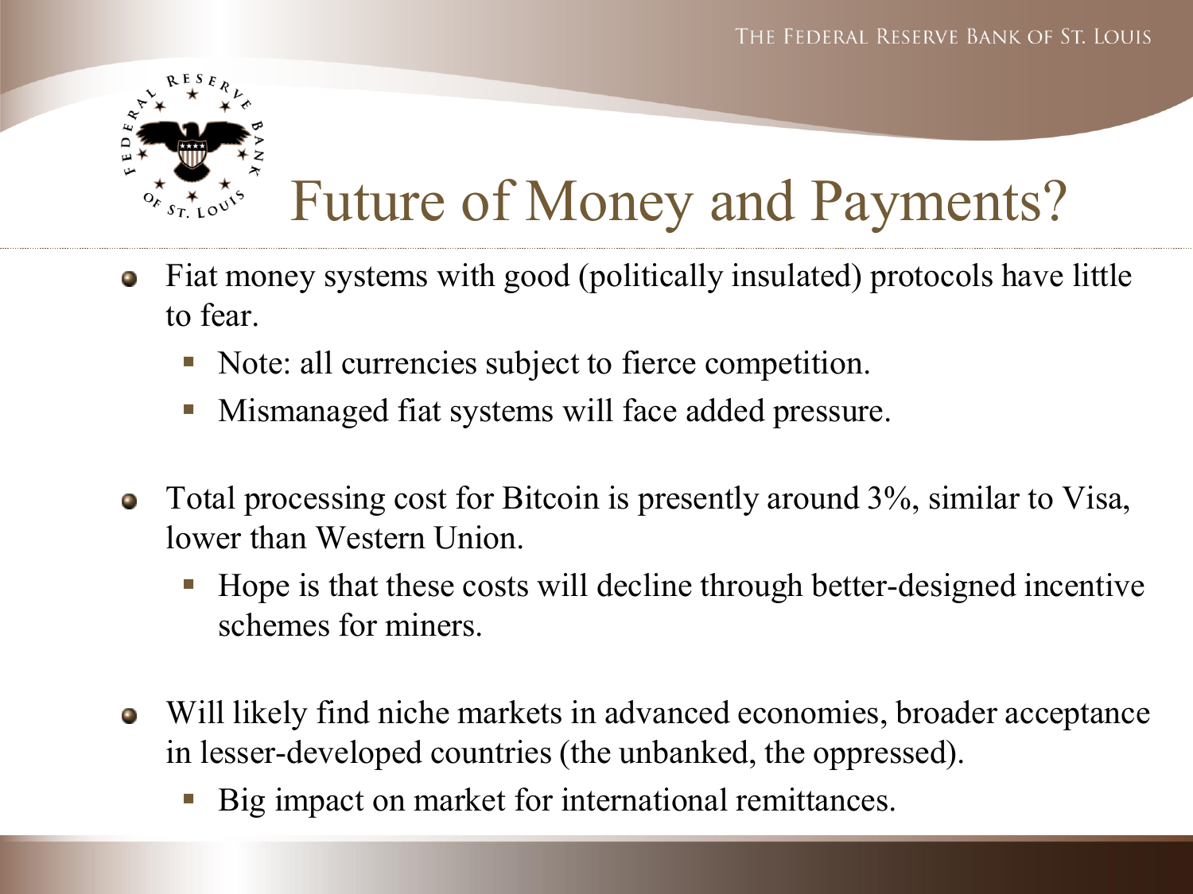# Future of Money and Payments?

- Fiat money systems with good (politically insulated) protocols have little to fear.
  - Note: all currencies subject to fierce competition.
  - Mismanaged fiat systems will face added pressure.

- Total processing cost for Bitcoin is presently around 3%, similar to Visa, lower than Western Union.
  - Hope is that these costs will decline through better-designed incentive schemes for miners.

- Will likely find niche markets in advanced economies, broader acceptance in lesser-developed countries (the unbanked, the oppressed).
  - Big impact on market for international remittances.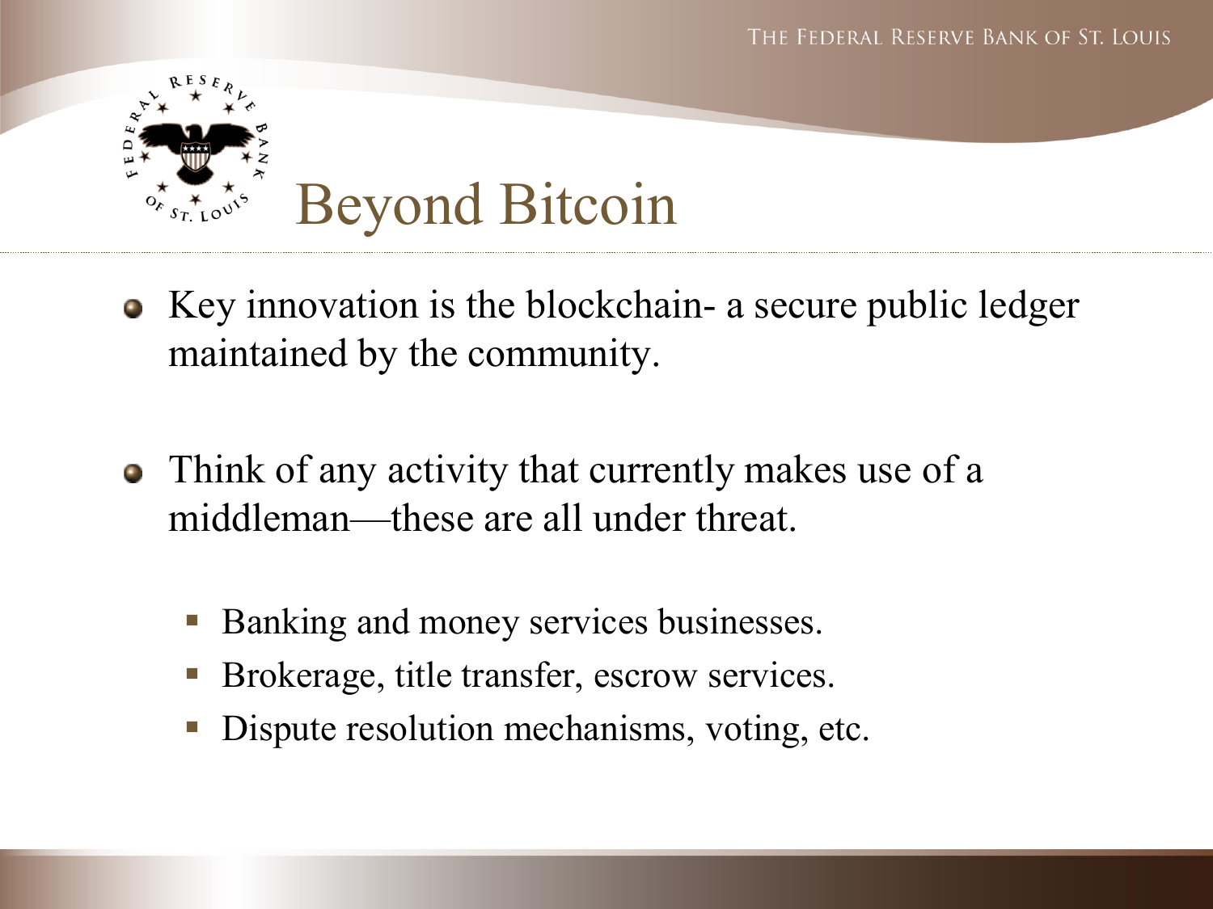# Beyond Bitcoin

- Key innovation is the blockchain- a secure public ledger maintained by the community.

- Think of any activity that currently makes use of a middleman—these are all under threat.

  - Banking and money services businesses.
  - Brokerage, title transfer, escrow services.
  - Dispute resolution mechanisms, voting, etc.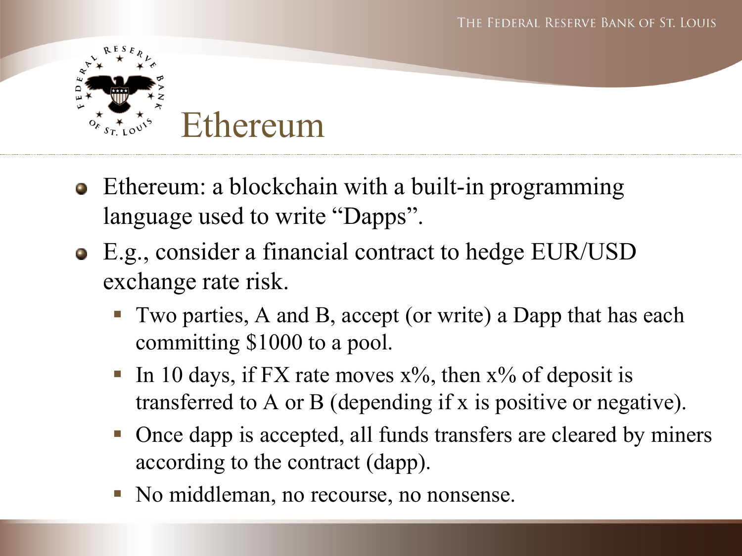# Ethereum

- Ethereum: a blockchain with a built-in programming language used to write "Dapps".
- E.g., consider a financial contract to hedge EUR/USD exchange rate risk.
  - Two parties, A and B, accept (or write) a Dapp that has each committing $1000 to a pool.
  - In 10 days, if FX rate moves x%, then x% of deposit is transferred to A or B (depending if x is positive or negative).
  - Once dapp is accepted, all funds transfers are cleared by miners according to the contract (dapp).
  - No middleman, no recourse, no nonsense.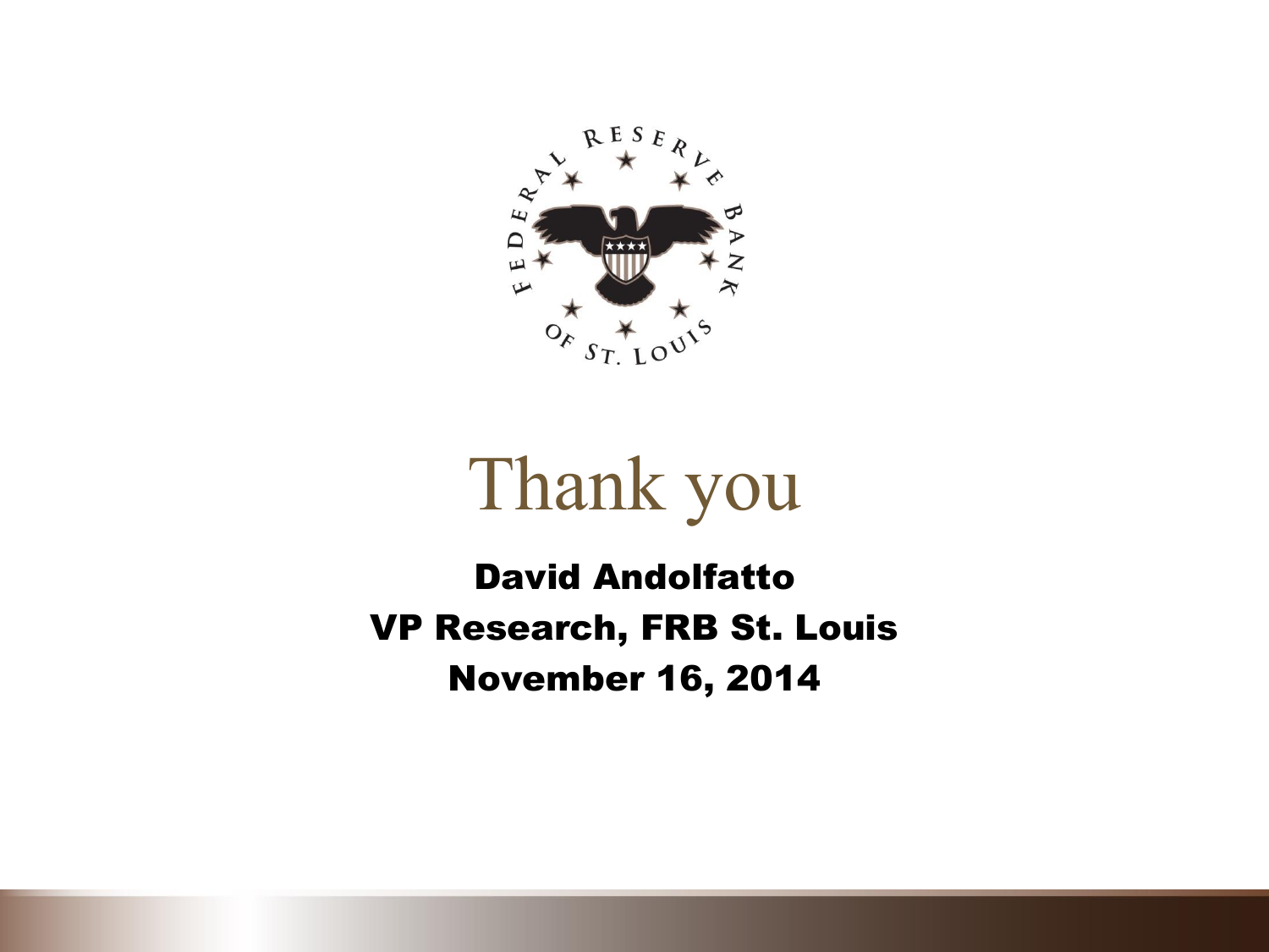# Thank you

**David Andolfatto**
**VP Research, FRB St. Louis**
**November 16, 2014**